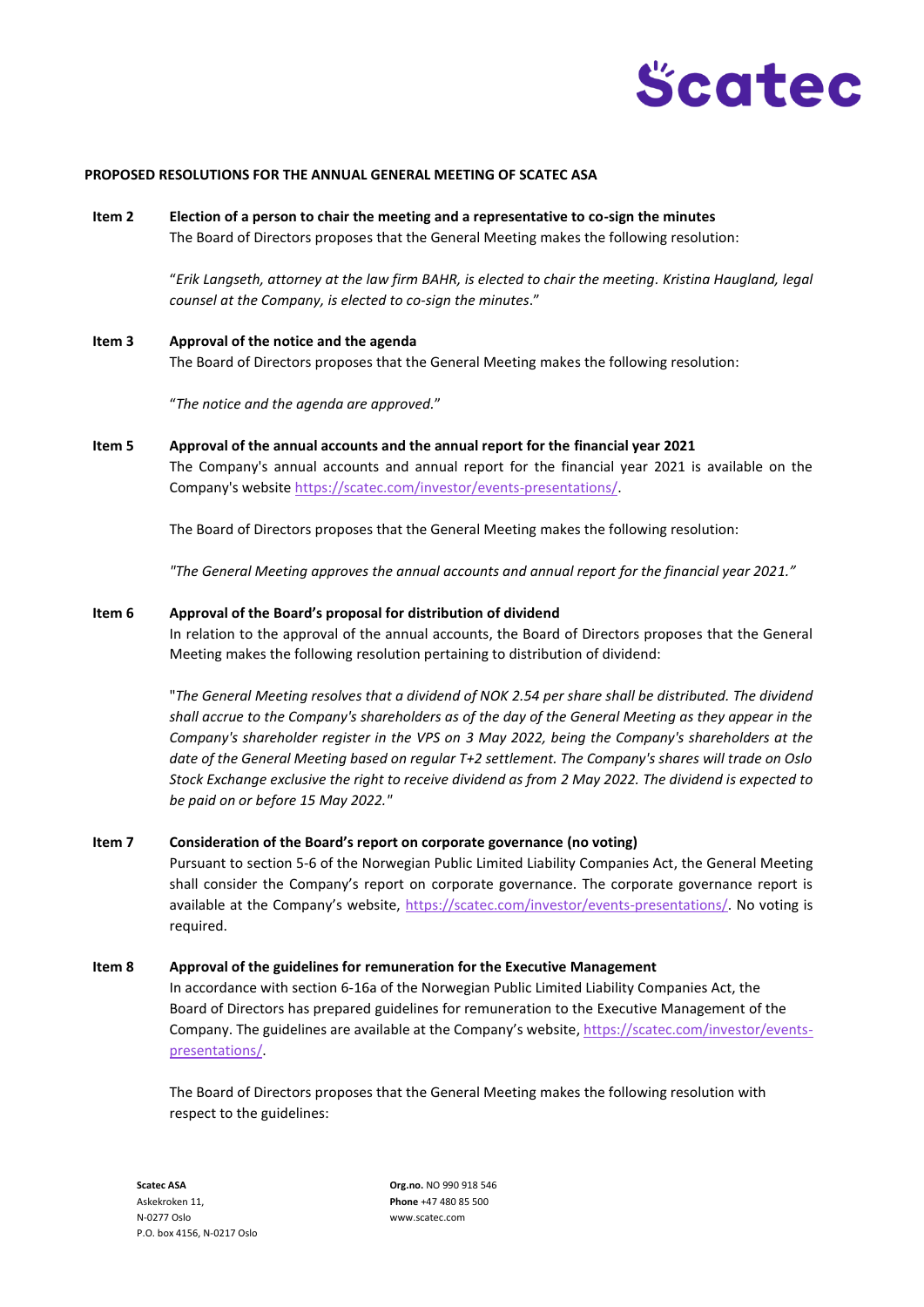**PROPOSED RESOLUTIONS FOR THE ANNUAL GENERAL MEETING OF SCATEC ASA**

**Item 2 Election of a person to chair the meeting and a representative to co-sign the minutes**

The Board of Directors proposes that the General Meeting makes the following resolution:

"*Erik Langseth, attorney at the law firm BAHR, is elected to chair the meeting. Kristina Haugland, legal counsel at the Company, is elected to co-sign the minutes*."

**Item 3 Approval of the notice and the agenda**

The Board of Directors proposes that the General Meeting makes the following resolution:

"*The notice and the agenda are approved.*"

**Item 5 Approval of the annual accounts and the annual report for the financial year 2021**

The Company's annual accounts and annual report for the financial year 2021 is available on the Company's website https://scatec.com/investor/events-presentations/.

The Board of Directors proposes that the General Meeting makes the following resolution:

*"The General Meeting approves the annual accounts and annual report for the financial year 2021."*

**Item 6 Approval of the Board's proposal for distribution of dividend**

In relation to the approval of the annual accounts, the Board of Directors proposes that the General Meeting makes the following resolution pertaining to distribution of dividend:

"*The General Meeting resolves that a dividend of NOK 2.54 per share shall be distributed. The dividend shall accrue to the Company's shareholders as of the day of the General Meeting as they appear in the Company's shareholder register in the VPS on 3 May 2022, being the Company's shareholders at the date of the General Meeting based on regular T+2 settlement. The Company's shares will trade on Oslo Stock Exchange exclusive the right to receive dividend as from 2 May 2022. The dividend is expected to be paid on or before 15 May 2022.*"

**Item 7 Consideration of the Board's report on corporate governance (no voting)**

Pursuant to section 5-6 of the Norwegian Public Limited Liability Companies Act, the General Meeting shall consider the Company's report on corporate governance. The corporate governance report is available at the Company's website, https://scatec.com/investor/events-presentations/. No voting is required.

**Item 8 Approval of the guidelines for remuneration for the Executive Management**

In accordance with section 6-16a of the Norwegian Public Limited Liability Companies Act, the Board of Directors has prepared guidelines for remuneration to the Executive Management of the Company. The guidelines are available at the Company's website, https://scatec.com/investor/events-presentations/.

The Board of Directors proposes that the General Meeting makes the following resolution with respect to the guidelines: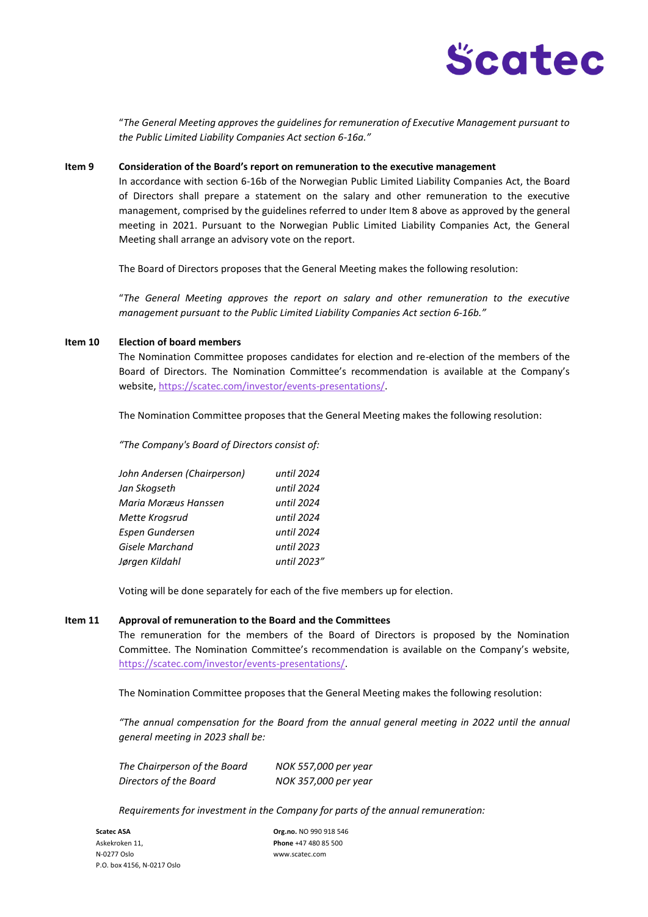*"The General Meeting approves the guidelines for remuneration of Executive Management pursuant to the Public Limited Liability Companies Act section 6-16a."*

**Item 9 Consideration of the Board's report on remuneration to the executive management**

In accordance with section 6-16b of the Norwegian Public Limited Liability Companies Act, the Board of Directors shall prepare a statement on the salary and other remuneration to the executive management, comprised by the guidelines referred to under Item 8 above as approved by the general meeting in 2021. Pursuant to the Norwegian Public Limited Liability Companies Act, the General Meeting shall arrange an advisory vote on the report.

The Board of Directors proposes that the General Meeting makes the following resolution:

*"The General Meeting approves the report on salary and other remuneration to the executive management pursuant to the Public Limited Liability Companies Act section 6-16b."*

**Item 10 Election of board members**

The Nomination Committee proposes candidates for election and re-election of the members of the Board of Directors. The Nomination Committee's recommendation is available at the Company's website, https://scatec.com/investor/events-presentations/.

The Nomination Committee proposes that the General Meeting makes the following resolution:

*"The Company's Board of Directors consist of:*

| | |
|---|---|
| *John Andersen (Chairperson)* | *until 2024* |
| *Jan Skogseth* | *until 2024* |
| *Maria Moræus Hanssen* | *until 2024* |
| *Mette Krogsrud* | *until 2024* |
| *Espen Gundersen* | *until 2024* |
| *Gisele Marchand* | *until 2023* |
| *Jørgen Kildahl* | *until 2023"* |

Voting will be done separately for each of the five members up for election.

**Item 11 Approval of remuneration to the Board and the Committees**

The remuneration for the members of the Board of Directors is proposed by the Nomination Committee. The Nomination Committee's recommendation is available on the Company's website, https://scatec.com/investor/events-presentations/.

The Nomination Committee proposes that the General Meeting makes the following resolution:

*"The annual compensation for the Board from the annual general meeting in 2022 until the annual general meeting in 2023 shall be:*

| | |
|---|---|
| *The Chairperson of the Board* | *NOK 557,000 per year* |
| *Directors of the Board* | *NOK 357,000 per year* |

*Requirements for investment in the Company for parts of the annual remuneration:*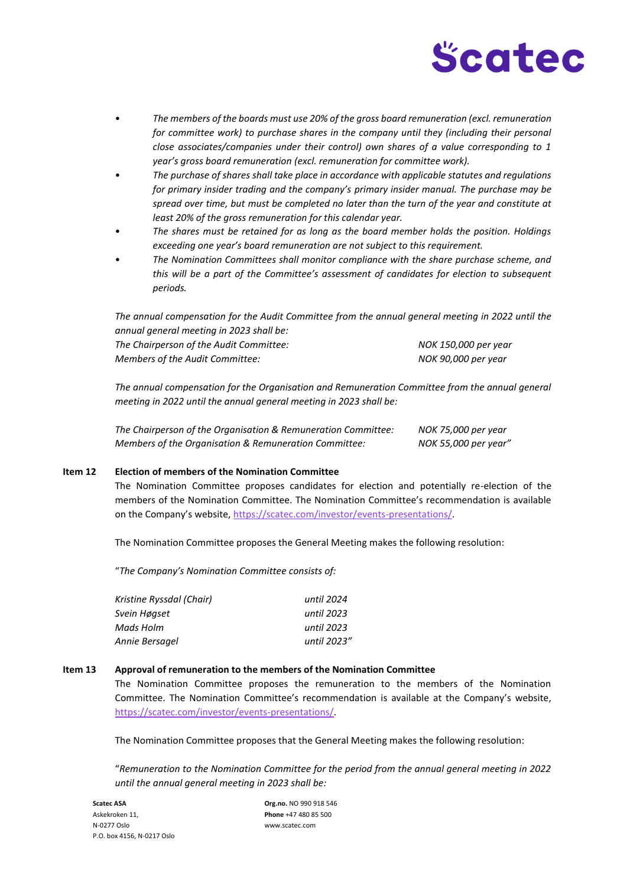- *The members of the boards must use 20% of the gross board remuneration (excl. remuneration for committee work) to purchase shares in the company until they (including their personal close associates/companies under their control) own shares of a value corresponding to 1 year's gross board remuneration (excl. remuneration for committee work).*
- *The purchase of shares shall take place in accordance with applicable statutes and regulations for primary insider trading and the company's primary insider manual. The purchase may be spread over time, but must be completed no later than the turn of the year and constitute at least 20% of the gross remuneration for this calendar year.*
- *The shares must be retained for as long as the board member holds the position. Holdings exceeding one year's board remuneration are not subject to this requirement.*
- *The Nomination Committees shall monitor compliance with the share purchase scheme, and this will be a part of the Committee's assessment of candidates for election to subsequent periods.*

*The annual compensation for the Audit Committee from the annual general meeting in 2022 until the annual general meeting in 2023 shall be:*

| | |
|---|---|
| *The Chairperson of the Audit Committee:* | *NOK 150,000 per year* |
| *Members of the Audit Committee:* | *NOK 90,000 per year* |

*The annual compensation for the Organisation and Remuneration Committee from the annual general meeting in 2022 until the annual general meeting in 2023 shall be:*

| | |
|---|---|
| *The Chairperson of the Organisation & Remuneration Committee:* | *NOK 75,000 per year* |
| *Members of the Organisation & Remuneration Committee:* | *NOK 55,000 per year"* |

**Item 12 Election of members of the Nomination Committee**

The Nomination Committee proposes candidates for election and potentially re-election of the members of the Nomination Committee. The Nomination Committee's recommendation is available on the Company's website, https://scatec.com/investor/events-presentations/.

The Nomination Committee proposes the General Meeting makes the following resolution:

"*The Company's Nomination Committee consists of:*

| | |
|---|---|
| *Kristine Ryssdal (Chair)* | *until 2024* |
| *Svein Høgset* | *until 2023* |
| *Mads Holm* | *until 2023* |
| *Annie Bersagel* | *until 2023"* |

**Item 13 Approval of remuneration to the members of the Nomination Committee**

The Nomination Committee proposes the remuneration to the members of the Nomination Committee. The Nomination Committee's recommendation is available at the Company's website, https://scatec.com/investor/events-presentations/.

The Nomination Committee proposes that the General Meeting makes the following resolution:

"*Remuneration to the Nomination Committee for the period from the annual general meeting in 2022 until the annual general meeting in 2023 shall be:*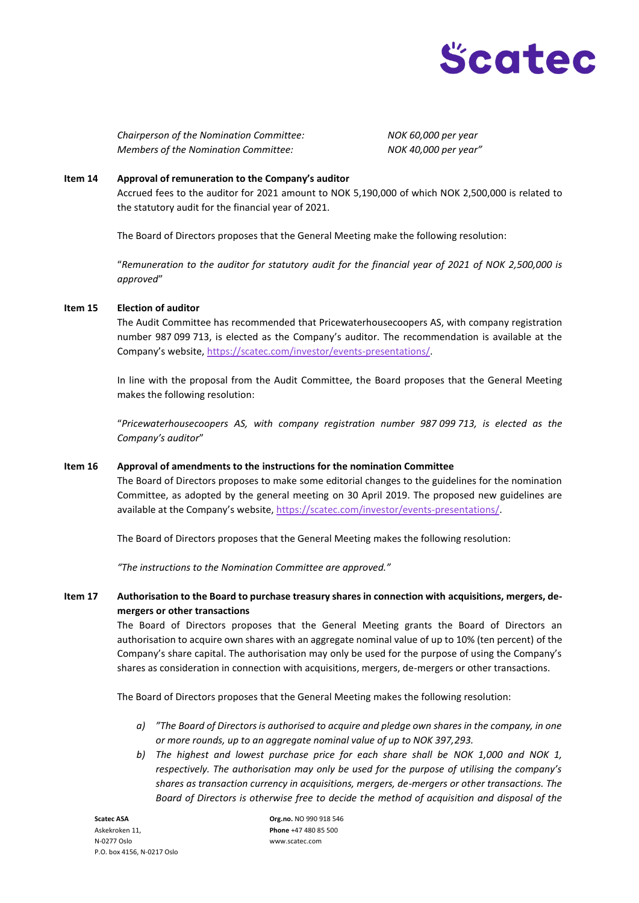| | |
|---|---|
| *Chairperson of the Nomination Committee:* | *NOK 60,000 per year* |
| *Members of the Nomination Committee:* | *NOK 40,000 per year"* |

**Item 14 Approval of remuneration to the Company's auditor**

Accrued fees to the auditor for 2021 amount to NOK 5,190,000 of which NOK 2,500,000 is related to the statutory audit for the financial year of 2021.

The Board of Directors proposes that the General Meeting make the following resolution:

"*Remuneration to the auditor for statutory audit for the financial year of 2021 of NOK 2,500,000 is approved*"

**Item 15 Election of auditor**

The Audit Committee has recommended that Pricewaterhousecoopers AS, with company registration number 987 099 713, is elected as the Company's auditor. The recommendation is available at the Company's website, https://scatec.com/investor/events-presentations/.

In line with the proposal from the Audit Committee, the Board proposes that the General Meeting makes the following resolution:

"*Pricewaterhousecoopers AS, with company registration number 987 099 713, is elected as the Company's auditor*"

**Item 16 Approval of amendments to the instructions for the nomination Committee**

The Board of Directors proposes to make some editorial changes to the guidelines for the nomination Committee, as adopted by the general meeting on 30 April 2019. The proposed new guidelines are available at the Company's website, https://scatec.com/investor/events-presentations/.

The Board of Directors proposes that the General Meeting makes the following resolution:

*"The instructions to the Nomination Committee are approved."*

**Item 17 Authorisation to the Board to purchase treasury shares in connection with acquisitions, mergers, de-mergers or other transactions**

The Board of Directors proposes that the General Meeting grants the Board of Directors an authorisation to acquire own shares with an aggregate nominal value of up to 10% (ten percent) of the Company's share capital. The authorisation may only be used for the purpose of using the Company's shares as consideration in connection with acquisitions, mergers, de-mergers or other transactions.

The Board of Directors proposes that the General Meeting makes the following resolution:

*a) "The Board of Directors is authorised to acquire and pledge own shares in the company, in one or more rounds, up to an aggregate nominal value of up to NOK 397,293.*

*b) The highest and lowest purchase price for each share shall be NOK 1,000 and NOK 1, respectively. The authorisation may only be used for the purpose of utilising the company's shares as transaction currency in acquisitions, mergers, de-mergers or other transactions. The Board of Directors is otherwise free to decide the method of acquisition and disposal of the*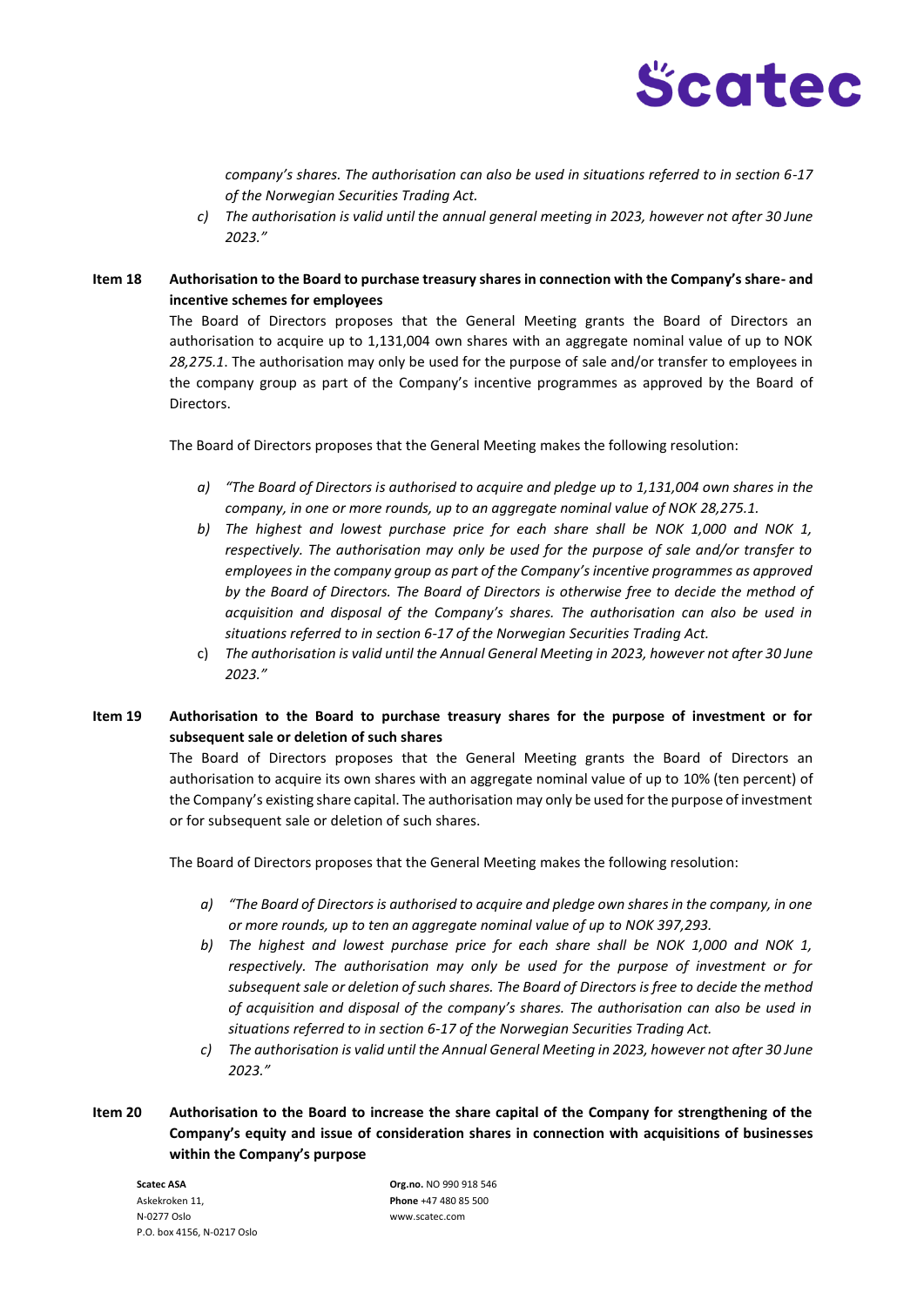*company's shares. The authorisation can also be used in situations referred to in section 6-17 of the Norwegian Securities Trading Act.*

c) *The authorisation is valid until the annual general meeting in 2023, however not after 30 June 2023."*

**Item 18 Authorisation to the Board to purchase treasury shares in connection with the Company's share- and incentive schemes for employees**

The Board of Directors proposes that the General Meeting grants the Board of Directors an authorisation to acquire up to 1,131,004 own shares with an aggregate nominal value of up to NOK *28,275.1*. The authorisation may only be used for the purpose of sale and/or transfer to employees in the company group as part of the Company's incentive programmes as approved by the Board of Directors.

The Board of Directors proposes that the General Meeting makes the following resolution:

a) *"The Board of Directors is authorised to acquire and pledge up to 1,131,004 own shares in the company, in one or more rounds, up to an aggregate nominal value of NOK 28,275.1.*

b) *The highest and lowest purchase price for each share shall be NOK 1,000 and NOK 1, respectively. The authorisation may only be used for the purpose of sale and/or transfer to employees in the company group as part of the Company's incentive programmes as approved by the Board of Directors. The Board of Directors is otherwise free to decide the method of acquisition and disposal of the Company's shares. The authorisation can also be used in situations referred to in section 6-17 of the Norwegian Securities Trading Act.*

c) *The authorisation is valid until the Annual General Meeting in 2023, however not after 30 June 2023."*

**Item 19 Authorisation to the Board to purchase treasury shares for the purpose of investment or for subsequent sale or deletion of such shares**

The Board of Directors proposes that the General Meeting grants the Board of Directors an authorisation to acquire its own shares with an aggregate nominal value of up to 10% (ten percent) of the Company's existing share capital. The authorisation may only be used for the purpose of investment or for subsequent sale or deletion of such shares.

The Board of Directors proposes that the General Meeting makes the following resolution:

a) *"The Board of Directors is authorised to acquire and pledge own shares in the company, in one or more rounds, up to ten an aggregate nominal value of up to NOK 397,293.*

b) *The highest and lowest purchase price for each share shall be NOK 1,000 and NOK 1, respectively. The authorisation may only be used for the purpose of investment or for subsequent sale or deletion of such shares. The Board of Directors is free to decide the method of acquisition and disposal of the company's shares. The authorisation can also be used in situations referred to in section 6-17 of the Norwegian Securities Trading Act.*

c) *The authorisation is valid until the Annual Meeting in 2023, however not after 30 June 2023."*

**Item 20 Authorisation to the Board to increase the share capital of the Company for strengthening of the Company's equity and issue of consideration shares in connection with acquisitions of businesses within the Company's purpose**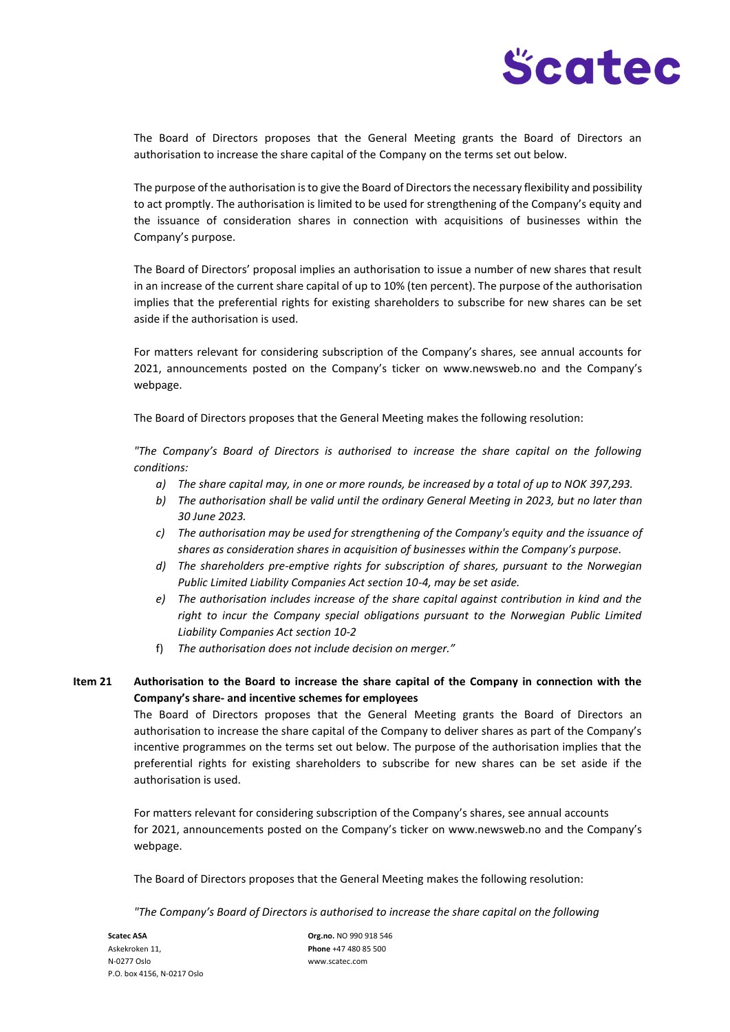The Board of Directors proposes that the General Meeting grants the Board of Directors an authorisation to increase the share capital of the Company on the terms set out below.

The purpose of the authorisation is to give the Board of Directors the necessary flexibility and possibility to act promptly. The authorisation is limited to be used for strengthening of the Company's equity and the issuance of consideration shares in connection with acquisitions of businesses within the Company's purpose.

The Board of Directors' proposal implies an authorisation to issue a number of new shares that result in an increase of the current share capital of up to 10% (ten percent). The purpose of the authorisation implies that the preferential rights for existing shareholders to subscribe for new shares can be set aside if the authorisation is used.

For matters relevant for considering subscription of the Company's shares, see annual accounts for 2021, announcements posted on the Company's ticker on www.newsweb.no and the Company's webpage.

The Board of Directors proposes that the General Meeting makes the following resolution:

*"The Company's Board of Directors is authorised to increase the share capital on the following conditions:*

- a) *The share capital may, in one or more rounds, be increased by a total of up to NOK 397,293.*
- b) *The authorisation shall be valid until the ordinary General Meeting in 2023, but no later than 30 June 2023.*
- c) *The authorisation may be used for strengthening of the Company's equity and the issuance of shares as consideration shares in acquisition of businesses within the Company's purpose.*
- d) *The shareholders pre-emptive rights for subscription of shares, pursuant to the Norwegian Public Limited Liability Companies Act section 10-4, may be set aside.*
- e) *The authorisation includes increase of the share capital against contribution in kind and the right to incur the Company special obligations pursuant to the Norwegian Public Limited Liability Companies Act section 10-2*
- f) *The authorisation does not include decision on merger."*

**Item 21 Authorisation to the Board to increase the share capital of the Company in connection with the Company's share- and incentive schemes for employees**

The Board of Directors proposes that the General Meeting grants the Board of Directors an authorisation to increase the share capital of the Company to deliver shares as part of the Company's incentive programmes on the terms set out below. The purpose of the authorisation implies that the preferential rights for existing shareholders to subscribe for new shares can be set aside if the authorisation is used.

For matters relevant for considering subscription of the Company's shares, see annual accounts for 2021, announcements posted on the Company's ticker on www.newsweb.no and the Company's webpage.

The Board of Directors proposes that the General Meeting makes the following resolution:

*"The Company's Board of Directors is authorised to increase the share capital on the following*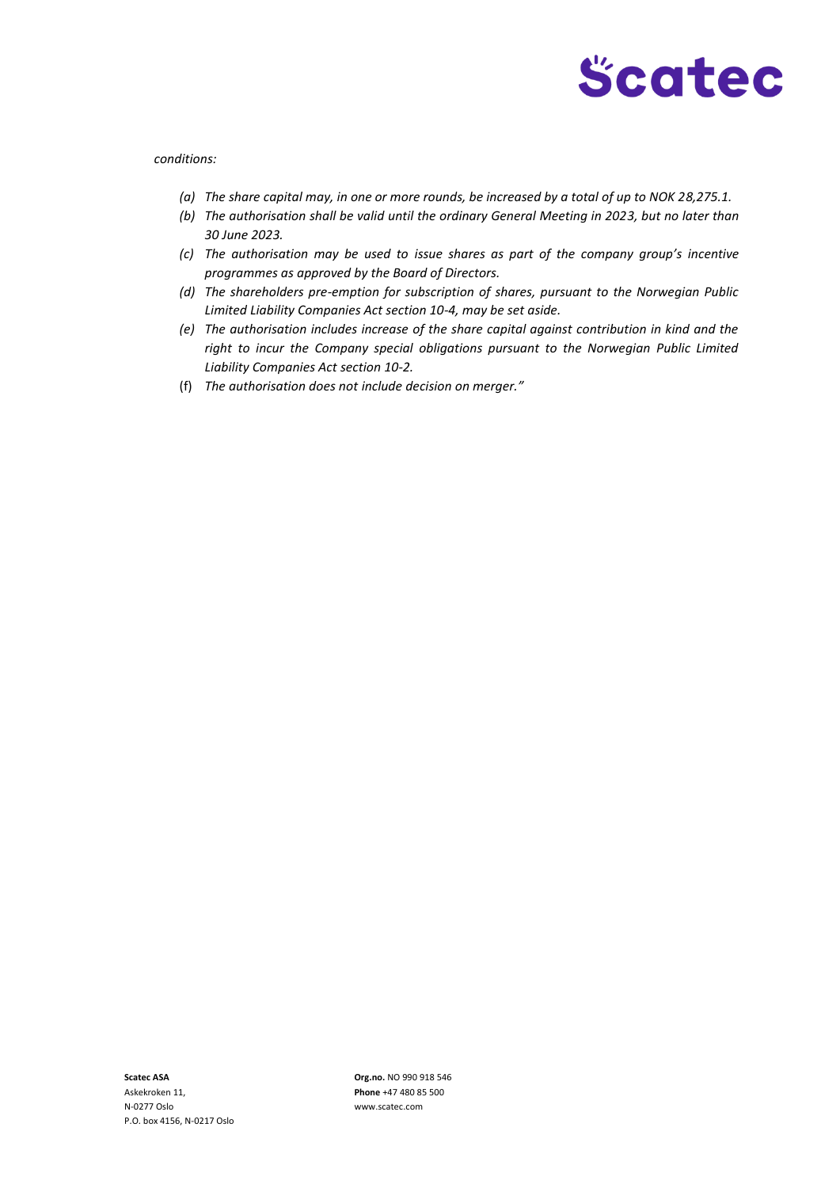*conditions:*

- *(a) The share capital may, in one or more rounds, be increased by a total of up to NOK 28,275.1.*
- *(b) The authorisation shall be valid until the ordinary General Meeting in 2023, but no later than 30 June 2023.*
- *(c) The authorisation may be used to issue shares as part of the company group's incentive programmes as approved by the Board of Directors.*
- *(d) The shareholders pre-emption for subscription of shares, pursuant to the Norwegian Public Limited Liability Companies Act section 10-4, may be set aside.*
- *(e) The authorisation includes increase of the share capital against contribution in kind and the right to incur the Company special obligations pursuant to the Norwegian Public Limited Liability Companies Act section 10-2.*
- (f) *The authorisation does not include decision on merger."*